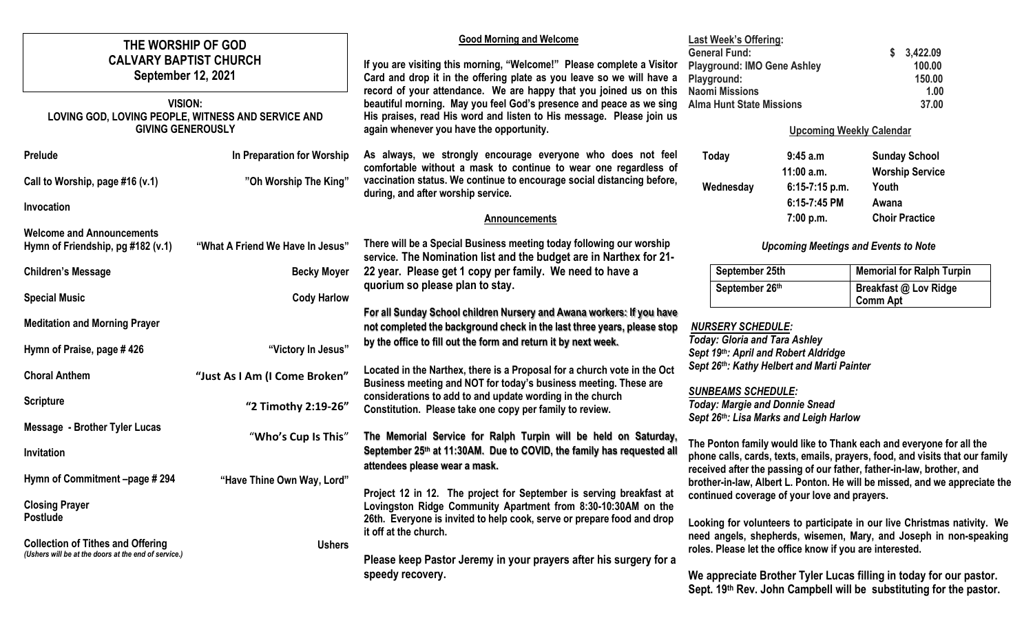# THE WORSHIP OF GOD
## CALVARY BAPTIST CHURCH
### September 12, 2021

**VISION:**
**LOVING GOD, LOVING PEOPLE, WITNESS AND SERVICE AND GIVING GENEROUSLY**

| | |
|---|---|
| **Prelude** | **In Preparation for Worship** |
| **Call to Worship, page #16 (v.1)** | **"Oh Worship The King"** |
| **Invocation** | |
| **Welcome and Announcements** | |
| **Hymn of Friendship, pg #182 (v.1)** | **"What A Friend We Have In Jesus"** |
| **Children's Message** | **Becky Moyer** |
| **Special Music** | **Cody Harlow** |
| **Meditation and Morning Prayer** | |
| **Hymn of Praise, page # 426** | **"Victory In Jesus"** |
| **Choral Anthem** | **"Just As I Am (I Come Broken"** |
| **Scripture** | **"2 Timothy 2:19-26"** |
| **Message - Brother Tyler Lucas** | **"Who's Cup Is This"** |
| **Invitation** | |
| **Hymn of Commitment –page # 294** | **"Have Thine Own Way, Lord"** |
| **Closing Prayer** | |
| **Postlude** | |
| **Collection of Tithes and Offering** | **Ushers** |

*(Ushers will be at the doors at the end of service.)*

**Good Morning and Welcome**

**If you are visiting this morning, "Welcome!" Please complete a Visitor Card and drop it in the offering plate as you leave so we will have a record of your attendance. We are happy that you joined us on this beautiful morning. May you feel God's presence and peace as we sing His praises, read His word and listen to His message. Please join us again whenever you have the opportunity.**

**As always, we strongly encourage everyone who does not feel comfortable without a mask to continue to wear one regardless of vaccination status. We continue to encourage social distancing before, during, and after worship service.**

**Announcements**

**There will be a Special Business meeting today following our worship service. The Nomination list and the budget are in Narthex for 21-22 year. Please get 1 copy per family. We need to have a quorium so please plan to stay.**

**For all Sunday School children Nursery and Awana workers: If you have not completed the background check in the last three years, please stop by the office to fill out the form and return it by next week.**

**Located in the Narthex, there is a Proposal for a church vote in the Oct Business meeting and NOT for today's business meeting. These are considerations to add to and update wording in the church Constitution. Please take one copy per family to review.**

**The Memorial Service for Ralph Turpin will be held on Saturday, September 25th at 11:30AM. Due to COVID, the family has requested all attendees please wear a mask.**

**Project 12 in 12. The project for September is serving breakfast at Lovingston Ridge Community Apartment from 8:30-10:30AM on the 26th. Everyone is invited to help cook, serve or prepare food and drop it off at the church.**

**Please keep Pastor Jeremy in your prayers after his surgery for a speedy recovery.**

**Last Week's Offering:**

| | |
|---|---|
| **General Fund:** | **$ 3,422.09** |
| **Playground: IMO Gene Ashley** | **100.00** |
| **Playground:** | **150.00** |
| **Naomi Missions** | **1.00** |
| **Alma Hunt State Missions** | **37.00** |

**Upcoming Weekly Calendar**

| | | |
|---|---|---|
| **Today** | **9:45 a.m** | **Sunday School** |
| | **11:00 a.m.** | **Worship Service** |
| **Wednesday** | **6:15-7:15 p.m.** | **Youth** |
| | **6:15-7:45 PM** | **Awana** |
| | **7:00 p.m.** | **Choir Practice** |

***Upcoming Meetings and Events to Note***

| | |
|---|---|
| **September 25th** | **Memorial for Ralph Turpin** |
| **September 26th** | **Breakfast @ Lov Ridge Comm Apt** |

***NURSERY SCHEDULE:***
***Today: Gloria and Tara Ashley***
***Sept 19th: April and Robert Aldridge***
***Sept 26th: Kathy Helbert and Marti Painter***

***SUNBEAMS SCHEDULE:***
***Today: Margie and Donnie Snead***
***Sept 26th: Lisa Marks and Leigh Harlow***

**The Ponton family would like to Thank each and everyone for all the phone calls, cards, texts, emails, prayers, food, and visits that our family received after the passing of our father, father-in-law, brother, and brother-in-law, Albert L. Ponton. He will be missed, and we appreciate the continued coverage of your love and prayers.**

**Looking for volunteers to participate in our live Christmas nativity. We need angels, shepherds, wisemen, Mary, and Joseph in non-speaking roles. Please let the office know if you are interested.**

**We appreciate Brother Tyler Lucas filling in today for our pastor. Sept. 19th Rev. John Campbell will be substituting for the pastor.**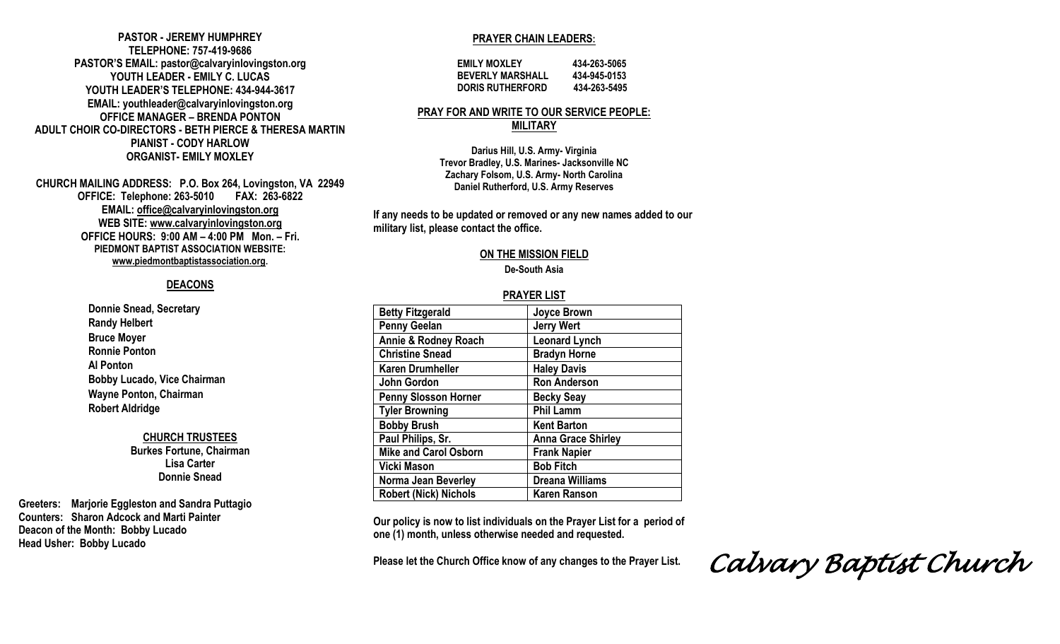**PASTOR - JEREMY HUMPHREY**
**TELEPHONE: 757-419-9686**
**PASTOR'S EMAIL: pastor@calvaryinlovingston.org**
**YOUTH LEADER - EMILY C. LUCAS**
**YOUTH LEADER'S TELEPHONE: 434-944-3617**
**EMAIL: youthleader@calvaryinlovingston.org**
**OFFICE MANAGER – BRENDA PONTON**
**ADULT CHOIR CO-DIRECTORS - BETH PIERCE & THERESA MARTIN**
**PIANIST - CODY HARLOW**
**ORGANIST- EMILY MOXLEY**

**CHURCH MAILING ADDRESS: P.O. Box 264, Lovingston, VA 22949**
**OFFICE: Telephone: 263-5010 FAX: 263-6822**
**EMAIL: office@calvaryinlovingston.org**
**WEB SITE: www.calvaryinlovingston.org**
**OFFICE HOURS: 9:00 AM – 4:00 PM Mon. – Fri.**
**PIEDMONT BAPTIST ASSOCIATION WEBSITE:**
**www.piedmontbaptistassociation.org.**

## DEACONS

**Donnie Snead, Secretary**
**Randy Helbert**
**Bruce Moyer**
**Ronnie Ponton**
**Al Ponton**
**Bobby Lucado, Vice Chairman**
**Wayne Ponton, Chairman**
**Robert Aldridge**

## CHURCH TRUSTEES

**Burkes Fortune, Chairman**
**Lisa Carter**
**Donnie Snead**

**Greeters: Marjorie Eggleston and Sandra Puttagio**
**Counters: Sharon Adcock and Marti Painter**
**Deacon of the Month: Bobby Lucado**
**Head Usher: Bobby Lucado**

## PRAYER CHAIN LEADERS:

| | |
|---|---|
| EMILY MOXLEY | 434-263-5065 |
| BEVERLY MARSHALL | 434-945-0153 |
| DORIS RUTHERFORD | 434-263-5495 |

## PRAY FOR AND WRITE TO OUR SERVICE PEOPLE:

### MILITARY

**Darius Hill, U.S. Army- Virginia**
**Trevor Bradley, U.S. Marines- Jacksonville NC**
**Zachary Folsom, U.S. Army- North Carolina**
**Daniel Rutherford, U.S. Army Reserves**

**If any needs to be updated or removed or any new names added to our military list, please contact the office.**

## ON THE MISSION FIELD

**De-South Asia**

## PRAYER LIST

| | |
|---|---|
| Betty Fitzgerald | Joyce Brown |
| Penny Geelan | Jerry Wert |
| Annie & Rodney Roach | Leonard Lynch |
| Christine Snead | Bradyn Horne |
| Karen Drumheller | Haley Davis |
| John Gordon | Ron Anderson |
| Penny Slosson Horner | Becky Seay |
| Tyler Browning | Phil Lamm |
| Bobby Brush | Kent Barton |
| Paul Philips, Sr. | Anna Grace Shirley |
| Mike and Carol Osborn | Frank Napier |
| Vicki Mason | Bob Fitch |
| Norma Jean Beverley | Dreana Williams |
| Robert (Nick) Nichols | Karen Ranson |

**Our policy is now to list individuals on the Prayer List for a period of one (1) month, unless otherwise needed and requested.**

**Please let the Church Office know of any changes to the Prayer List.**

*Calvary Baptist Church*